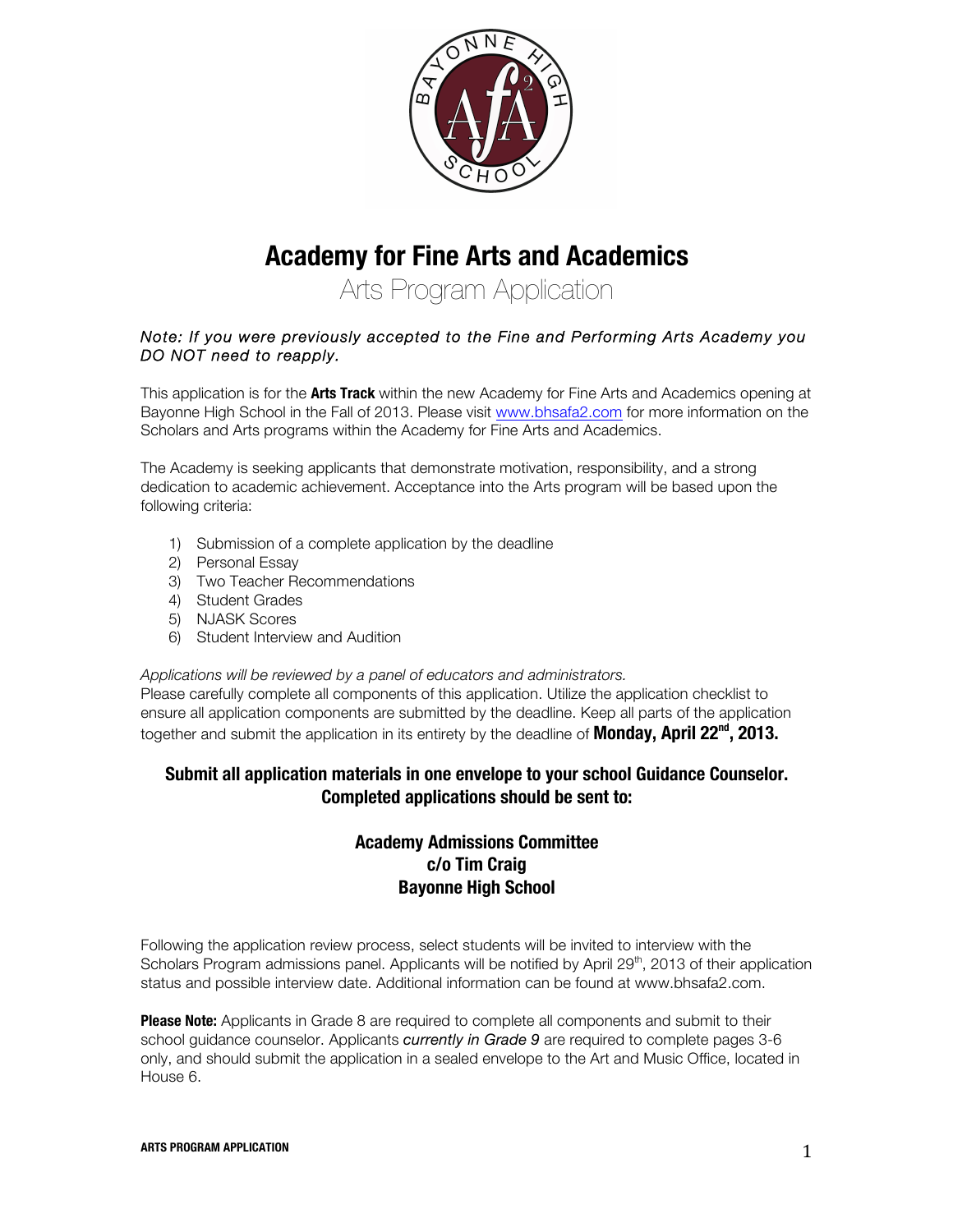# Academy for Fine Arts and Academics

## Arts Program Application

*Note: If you were previously accepted to the Fine and Performing Arts Academy you DO NOT need to reapply.*

This application is for the **Arts Track** within the new Academy for Fine Arts and Academics opening at Bayonne High School in the Fall of 2013. Please visit www.bhsafa2.com for more information on the Scholars and Arts programs within the Academy for Fine Arts and Academics.

The Academy is seeking applicants that demonstrate motivation, responsibility, and a strong dedication to academic achievement. Acceptance into the Arts program will be based upon the following criteria:

1) Submission of a complete application by the deadline
2) Personal Essay
3) Two Teacher Recommendations
4) Student Grades
5) NJASK Scores
6) Student Interview and Audition

*Applications will be reviewed by a panel of educators and administrators.*
Please carefully complete all components of this application. Utilize the application checklist to ensure all application components are submitted by the deadline. Keep all parts of the application together and submit the application in its entirety by the deadline of **Monday, April 22nd, 2013.**

**Submit all application materials in one envelope to your school Guidance Counselor. Completed applications should be sent to:**

**Academy Admissions Committee**
**c/o Tim Craig**
**Bayonne High School**

Following the application review process, select students will be invited to interview with the Scholars Program admissions panel. Applicants will be notified by April 29th, 2013 of their application status and possible interview date. Additional information can be found at www.bhsafa2.com.

**Please Note:** Applicants in Grade 8 are required to complete all components and submit to their school guidance counselor. Applicants *currently in Grade 9* are required to complete pages 3-6 only, and should submit the application in a sealed envelope to the Art and Music Office, located in House 6.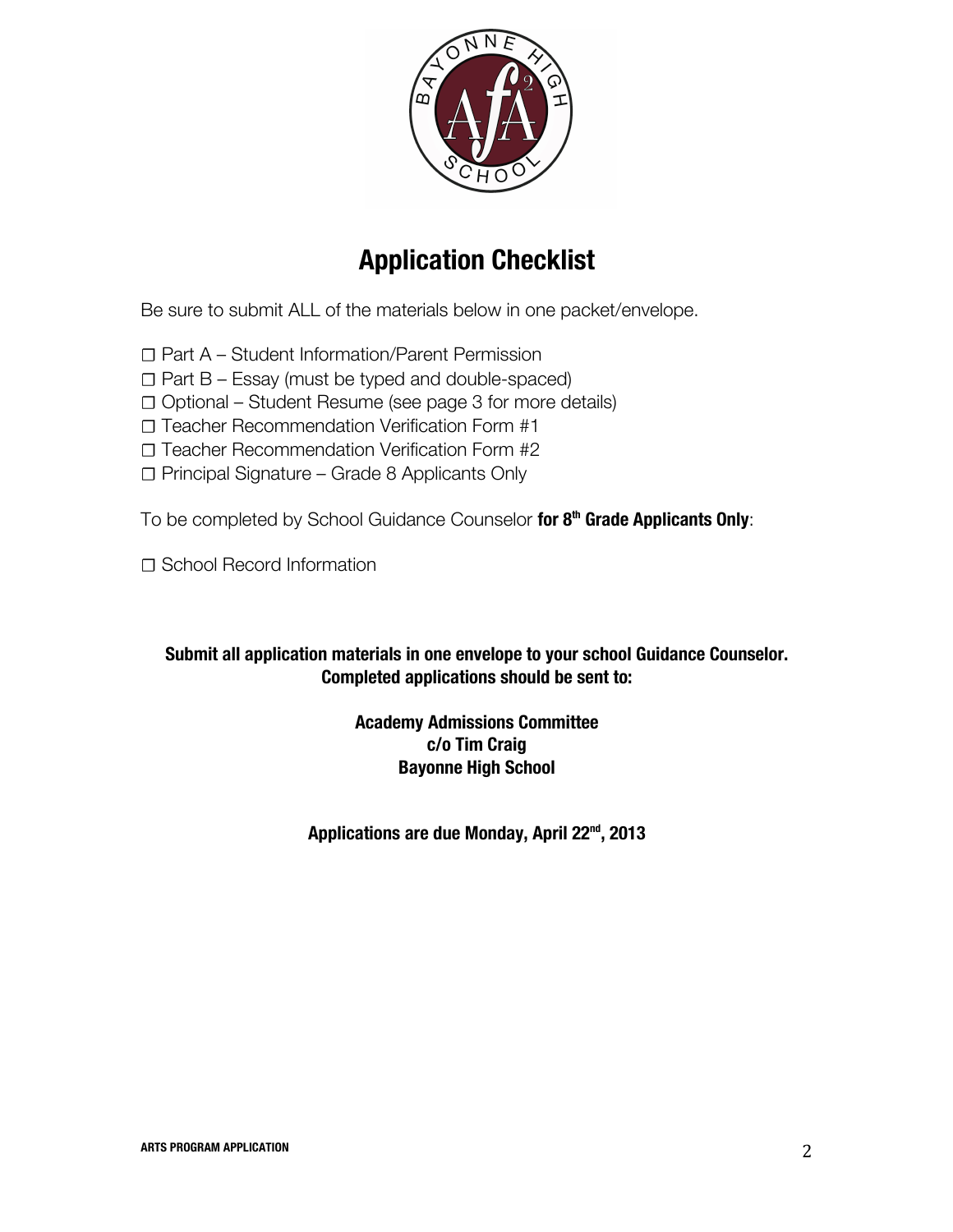# Application Checklist

Be sure to submit ALL of the materials below in one packet/envelope.

☐ Part A – Student Information/Parent Permission
☐ Part B – Essay (must be typed and double-spaced)
☐ Optional – Student Resume (see page 3 for more details)
☐ Teacher Recommendation Verification Form #1
☐ Teacher Recommendation Verification Form #2
☐ Principal Signature – Grade 8 Applicants Only

To be completed by School Guidance Counselor **for 8th Grade Applicants Only**:

☐ School Record Information

**Submit all application materials in one envelope to your school Guidance Counselor.**
**Completed applications should be sent to:**

**Academy Admissions Committee**
**c/o Tim Craig**
**Bayonne High School**

**Applications are due Monday, April 22nd, 2013**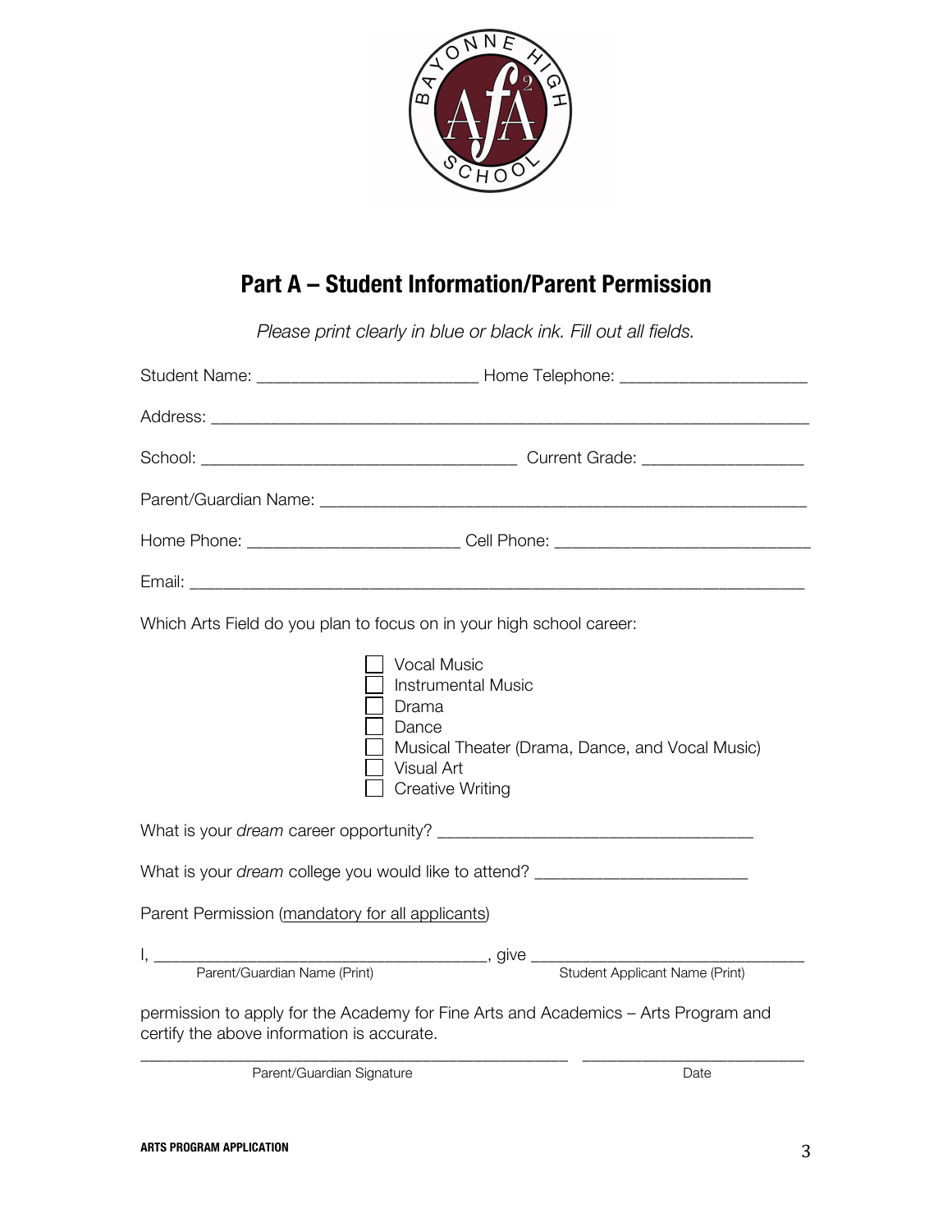# Part A – Student Information/Parent Permission

*Please print clearly in blue or black ink. Fill out all fields.*

Student Name: _________________________ Home Telephone: _____________________

Address: ____________________________________________________________________

School: ____________________________________ Current Grade: __________________

Parent/Guardian Name: ________________________________________________________

Home Phone: ________________________ Cell Phone: _____________________________

Email: ______________________________________________________________________

Which Arts Field do you plan to focus on in your high school career:

- ☐ Vocal Music
- ☐ Instrumental Music
- ☐ Drama
- ☐ Dance
- ☐ Musical Theater (Drama, Dance, and Vocal Music)
- ☐ Visual Art
- ☐ Creative Writing

What is your *dream* career opportunity? ____________________________________

What is your *dream* college you would like to attend? ________________________

Parent Permission (mandatory for all applicants)

I, ______________________________________, give ________________________________
Parent/Guardian Name (Print) Student Applicant Name (Print)

permission to apply for the Academy for Fine Arts and Academics – Arts Program and certify the above information is accurate.

_________________________________________________ _________________________
Parent/Guardian Signature Date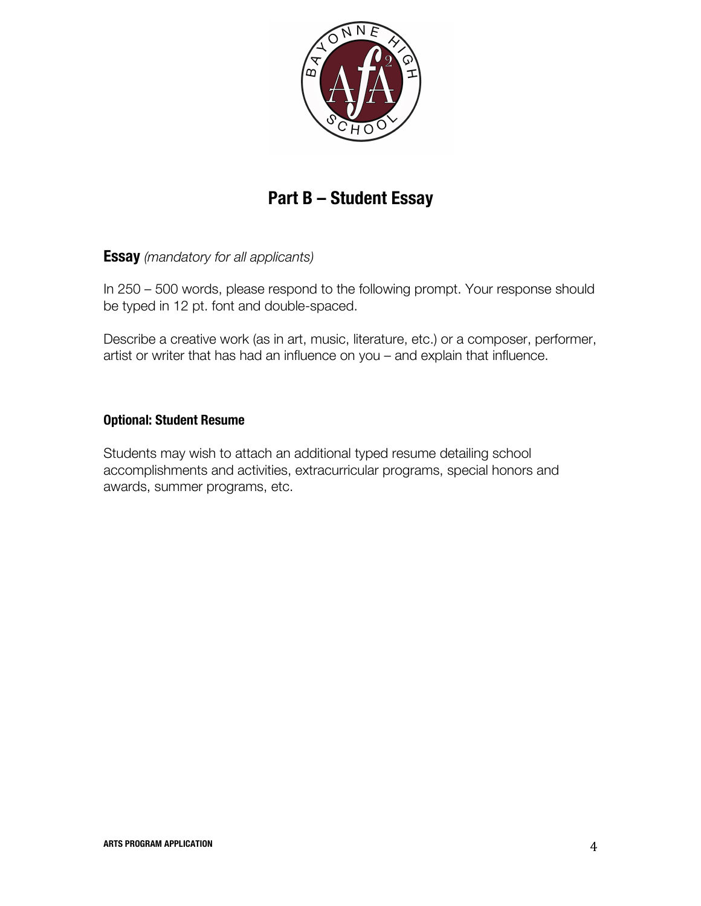## Part B – Student Essay

**Essay** *(mandatory for all applicants)*

In 250 – 500 words, please respond to the following prompt. Your response should be typed in 12 pt. font and double-spaced.

Describe a creative work (as in art, music, literature, etc.) or a composer, performer, artist or writer that has had an influence on you – and explain that influence.

**Optional: Student Resume**

Students may wish to attach an additional typed resume detailing school accomplishments and activities, extracurricular programs, special honors and awards, summer programs, etc.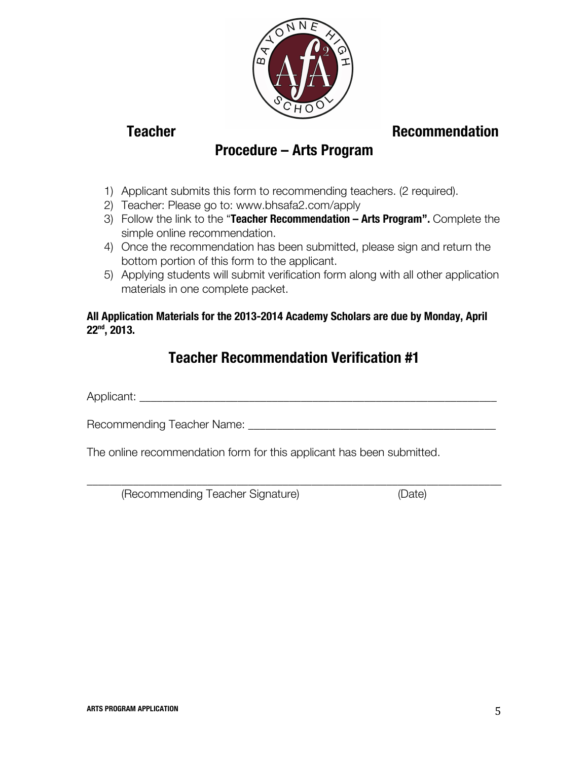# Teacher Recommendation Procedure – Arts Program

1) Applicant submits this form to recommending teachers. (2 required).
2) Teacher: Please go to: www.bhsafa2.com/apply
3) Follow the link to the "**Teacher Recommendation – Arts Program".** Complete the simple online recommendation.
4) Once the recommendation has been submitted, please sign and return the bottom portion of this form to the applicant.
5) Applying students will submit verification form along with all other application materials in one complete packet.

**All Application Materials for the 2013-2014 Academy Scholars are due by Monday, April 22nd, 2013.**

## Teacher Recommendation Verification #1

Applicant: ___________________________________________________________

Recommending Teacher Name: ________________________________________

The online recommendation form for this applicant has been submitted.

_____________________________________________________________________

(Recommending Teacher Signature)                    (Date)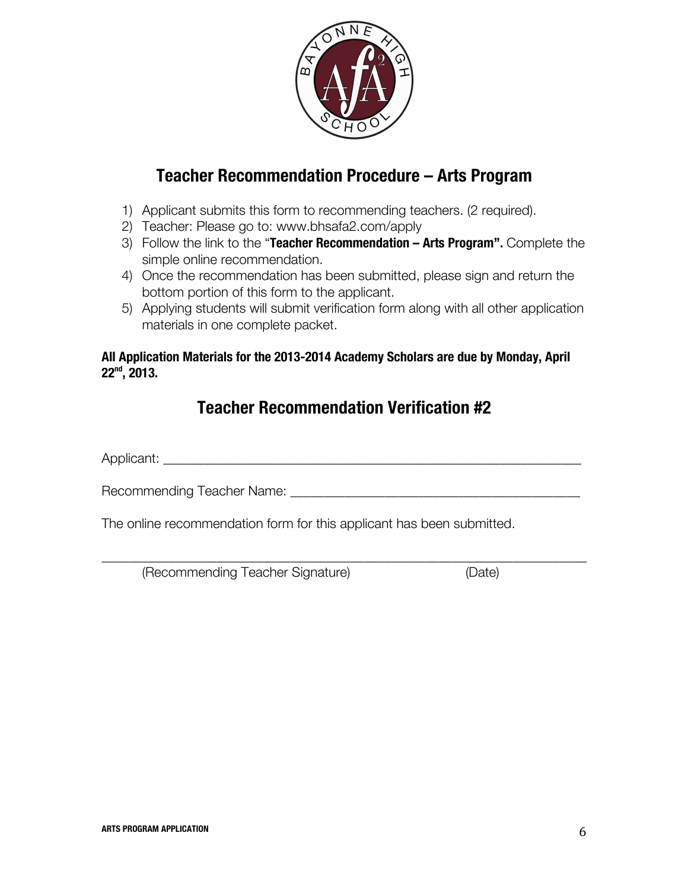## Teacher Recommendation Procedure – Arts Program

1) Applicant submits this form to recommending teachers. (2 required).
2) Teacher: Please go to: www.bhsafa2.com/apply
3) Follow the link to the "**Teacher Recommendation – Arts Program".** Complete the simple online recommendation.
4) Once the recommendation has been submitted, please sign and return the bottom portion of this form to the applicant.
5) Applying students will submit verification form along with all other application materials in one complete packet.

**All Application Materials for the 2013-2014 Academy Scholars are due by Monday, April 22nd, 2013.**

## Teacher Recommendation Verification #2

Applicant: ____________________________________________________________

Recommending Teacher Name: _________________________________________

The online recommendation form for this applicant has been submitted.

_______________________________________________________________________

(Recommending Teacher Signature) (Date)

ARTS PROGRAM APPLICATION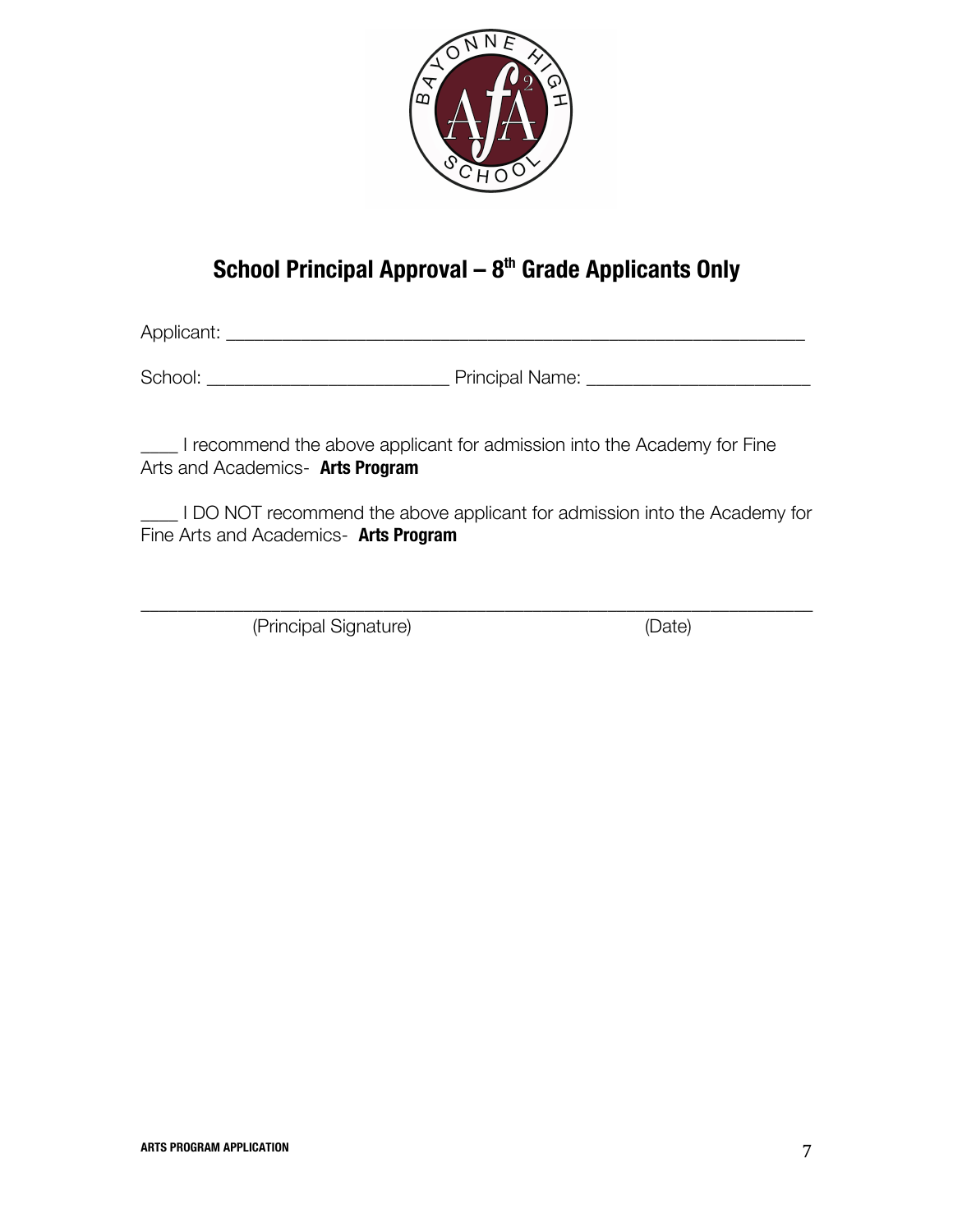## School Principal Approval – 8th Grade Applicants Only

Applicant: ___________________________________________________________

School: _________________________ Principal Name: _______________________

____ I recommend the above applicant for admission into the Academy for Fine Arts and Academics- **Arts Program**

____ I DO NOT recommend the above applicant for admission into the Academy for Fine Arts and Academics- **Arts Program**

_____________________________________________________________________

(Principal Signature) (Date)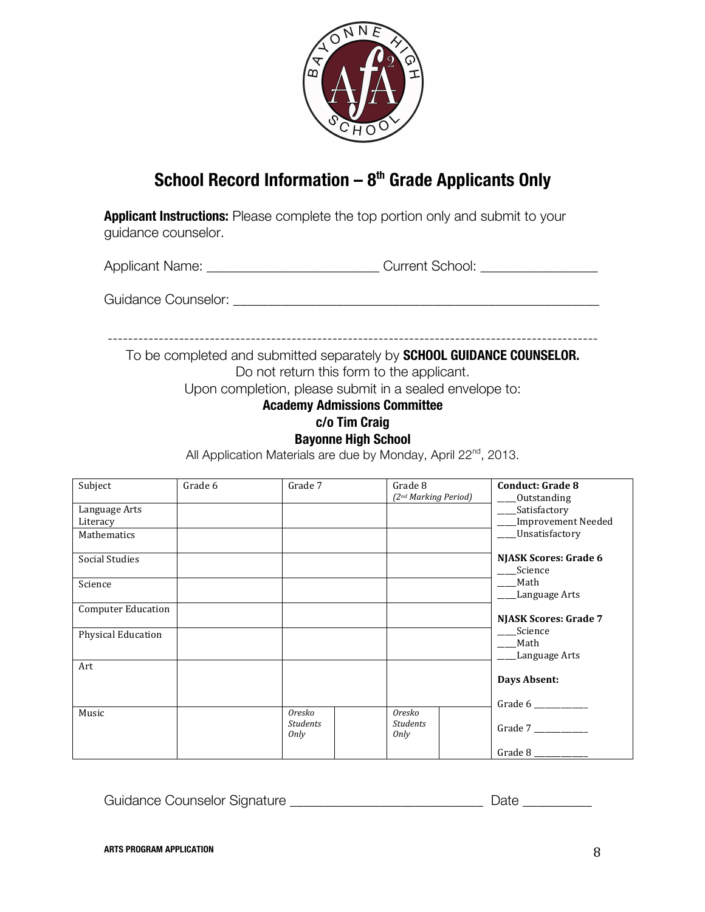## School Record Information – 8th Grade Applicants Only

**Applicant Instructions:** Please complete the top portion only and submit to your guidance counselor.

Applicant Name: ________________________ Current School: ________________

Guidance Counselor: ____________________________________________________

---

To be completed and submitted separately by **SCHOOL GUIDANCE COUNSELOR.**

Do not return this form to the applicant.

Upon completion, please submit in a sealed envelope to:

**Academy Admissions Committee**

**c/o Tim Craig**

**Bayonne High School**

All Application Materials are due by Monday, April 22nd, 2013.

| Subject | Grade 6 | Grade 7 | | Grade 8 (*2nd Marking Period*) | |
|---|---|---|---|---|---|
| Language Arts Literacy | | | | | |
| Mathematics | | | | | |
| Social Studies | | | | | |
| Science | | | | | |
| Computer Education | | | | | |
| Physical Education | | | | | |
| Art | | | | | |
| Music | | *Oresko Students Only* | | *Oresko Students Only* | |

**Conduct: Grade 8**
____Outstanding
____Satisfactory
____Improvement Needed
____Unsatisfactory

**NJASK Scores: Grade 6**
____Science
____Math
____Language Arts

**NJASK Scores: Grade 7**
____Science
____Math
____Language Arts

**Days Absent:**

Grade 6 ___________

Grade 7 ___________

Grade 8 ___________

Guidance Counselor Signature ___________________________ Date _________

ARTS PROGRAM APPLICATION